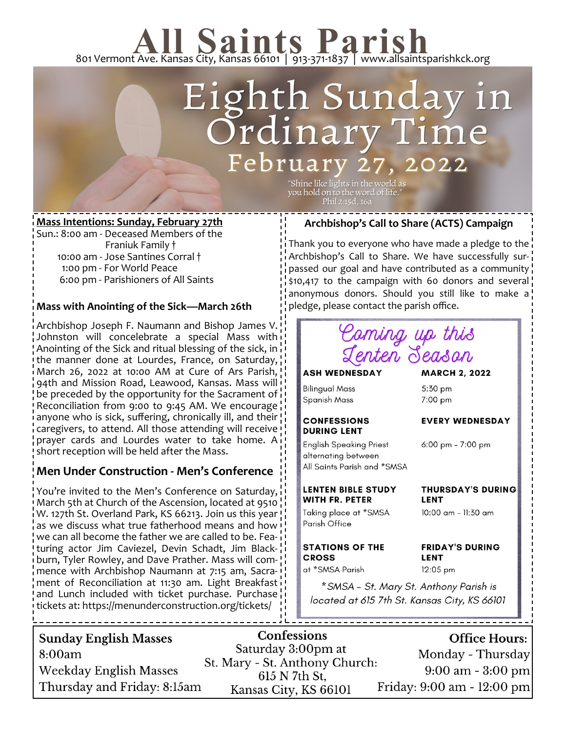# All Saints Parish

801 Vermont Ave. Kansas City, Kansas 66101 | 913-371-1837 | www.allsaintsparishkck.org

# Eighth Sunday in Ordinary Time

## February 27, 2022

"Shine like lights in the world as you hold on to the word of life." Phil 2:15d, 16a

**Mass Intentions: Sunday, February 27th**

Sun.: 8:00 am - Deceased Members of the Franiuk Family †
10:00 am - Jose Santines Corral †
1:00 pm - For World Peace
6:00 pm - Parishioners of All Saints

### Mass with Anointing of the Sick—March 26th

Archbishop Joseph F. Naumann and Bishop James V. Johnston will concelebrate a special Mass with Anointing of the Sick and ritual blessing of the sick, in the manner done at Lourdes, France, on Saturday, March 26, 2022 at 10:00 AM at Cure of Ars Parish, 94th and Mission Road, Leawood, Kansas. Mass will be preceded by the opportunity for the Sacrament of Reconciliation from 9:00 to 9:45 AM. We encourage anyone who is sick, suffering, chronically ill, and their caregivers, to attend. All those attending will receive prayer cards and Lourdes water to take home. A short reception will be held after the Mass.

### Men Under Construction - Men's Conference

You're invited to the Men's Conference on Saturday, March 5th at Church of the Ascension, located at 9510 W. 127th St. Overland Park, KS 66213. Join us this year as we discuss what true fatherhood means and how we can all become the father we are called to be. Featuring actor Jim Caviezel, Devin Schadt, Jim Blackburn, Tyler Rowley, and Dave Prather. Mass will commence with Archbishop Naumann at 7:15 am, Sacrament of Reconciliation at 11:30 am. Light Breakfast and Lunch included with ticket purchase. Purchase tickets at: https://menunderconstruction.org/tickets/

### Archbishop's Call to Share (ACTS) Campaign

Thank you to everyone who has made a pledge to the Archbishop's Call to Share. We have successfully surpassed our goal and have contributed as a community $10,417 to the campaign with 60 donors and several anonymous donors. Should you still like to make a pledge, please contact the parish office.

### *Coming up this Lenten Season*

**ASH WEDNESDAY** — **MARCH 2, 2022**
Bilingual Mass — 5:30 pm
Spanish Mass — 7:00 pm

**CONFESSIONS DURING LENT** — **EVERY WEDNESDAY**
English Speaking Priest alternating between All Saints Parish and *SMSA — 6:00 pm – 7:00 pm

**LENTEN BIBLE STUDY WITH FR. PETER** — **THURSDAY'S DURING LENT**
Taking place at *SMSA Parish Office — 10:00 am – 11:30 am

**STATIONS OF THE CROSS** — **FRIDAY'S DURING LENT**
at *SMSA Parish — 12:05 pm

*\*SMSA – St. Mary St. Anthony Parish is located at 615 7th St. Kansas City, KS 66101*

**Sunday English Masses**
8:00am
Weekday English Masses
Thursday and Friday: 8:15am

**Confessions**
Saturday 3:00pm at
St. Mary - St. Anthony Church:
615 N 7th St,
Kansas City, KS 66101

**Office Hours:**
Monday - Thursday
9:00 am - 3:00 pm
Friday: 9:00 am - 12:00 pm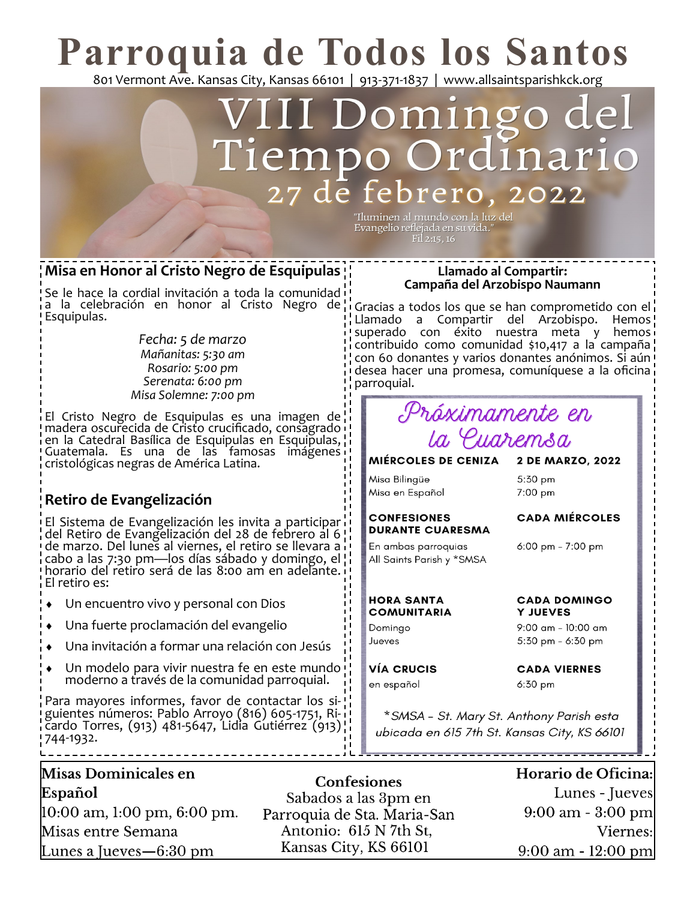# Parroquia de Todos los Santos

801 Vermont Ave. Kansas City, Kansas 66101 | 913-371-1837 | www.allsaintsparishkck.org

# VIII Domingo del Tiempo Ordinario

## 27 de febrero, 2022

"Iluminen al mundo con la luz del Evangelio reflejada en su vida."
Fil 2:15, 16

## Misa en Honor al Cristo Negro de Esquipulas

Se le hace la cordial invitación a toda la comunidad a la celebración en honor al Cristo Negro de Esquipulas.

*Fecha: 5 de marzo*
*Mañanitas: 5:30 am*
*Rosario: 5:00 pm*
*Serenata: 6:00 pm*
*Misa Solemne: 7:00 pm*

El Cristo Negro de Esquipulas es una imagen de madera oscurecida de Cristo crucificado, consagrado en la Catedral Basílica de Esquipulas en Esquipulas, Guatemala. Es una de las famosas imágenes cristológicas negras de América Latina.

## Retiro de Evangelización

El Sistema de Evangelización les invita a participar del Retiro de Evangelización del 28 de febrero al 6 de marzo. Del lunes al viernes, el retiro se llevara a cabo a las 7:30 pm—los días sábado y domingo, el horario del retiro será de las 8:00 am en adelante. El retiro es:

- Un encuentro vivo y personal con Dios
- Una fuerte proclamación del evangelio
- Una invitación a formar una relación con Jesús
- Un modelo para vivir nuestra fe en este mundo moderno a través de la comunidad parroquial.

Para mayores informes, favor de contactar los siguientes números: Pablo Arroyo (816) 605-1751, Ricardo Torres, (913) 481-5647, Lidia Gutiérrez (913) 744-1932.

## Llamado al Compartir: Campaña del Arzobispo Naumann

Gracias a todos los que se han comprometido con el Llamado a Compartir del Arzobispo. Hemos superado con éxito nuestra meta y hemos contribuido como comunidad $10,417 a la campaña con 60 donantes y varios donantes anónimos. Si aún desea hacer una promesa, comuníquese a la oficina parroquial.

## Próximamente en la Cuaresma

**MIÉRCOLES DE CENIZA** — **2 DE MARZO, 2022**
Misa Bilingüe — 5:30 pm
Misa en Español — 7:00 pm

**CONFESIONES DURANTE CUARESMA** — **CADA MIÉRCOLES**
En ambas parroquias All Saints Parish y *SMSA — 6:00 pm - 7:00 pm

**HORA SANTA COMUNITARIA** — **CADA DOMINGO Y JUEVES**
Domingo — 9:00 am - 10:00 am
Jueves — 5:30 pm - 6:30 pm

**VÍA CRUCIS** — **CADA VIERNES**
en español — 6:30 pm

*\*SMSA - St. Mary St. Anthony Parish esta ubicada en 615 7th St. Kansas City, KS 66101*

---

**Misas Dominicales en Español**
10:00 am, 1:00 pm, 6:00 pm.
Misas entre Semana
Lunes a Jueves—6:30 pm

**Confesiones**
Sabados a las 3pm en Parroquia de Sta. Maria-San Antonio: 615 N 7th St, Kansas City, KS 66101

**Horario de Oficina:**
Lunes - Jueves
9:00 am - 3:00 pm
Viernes:
9:00 am - 12:00 pm